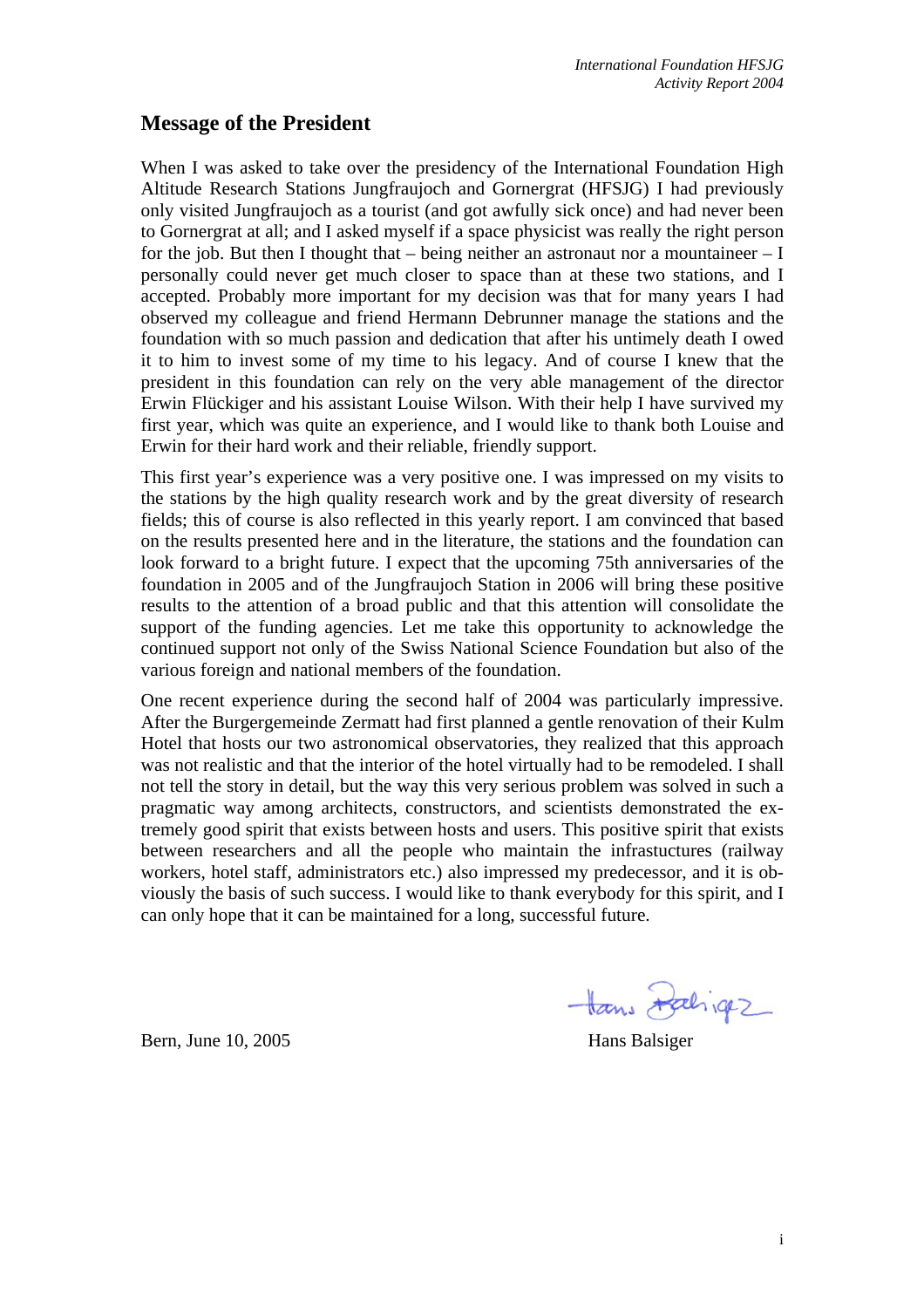## Message of the President

When I was asked to take over the presidency of the International Foundation High Altitude Research Stations Jungfraujoch and Gornergrat (HFSJG) I had previously only visited Jungfraujoch as a tourist (and got awfully sick once) and had never been to Gornergrat at all; and I asked myself if a space physicist was really the right person for the job. But then I thought that – being neither an astronaut nor a mountaineer – I personally could never get much closer to space than at these two stations, and I accepted. Probably more important for my decision was that for many years I had observed my colleague and friend Hermann Debrunner manage the stations and the foundation with so much passion and dedication that after his untimely death I owed it to him to invest some of my time to his legacy. And of course I knew that the president in this foundation can rely on the very able management of the director Erwin Flückiger and his assistant Louise Wilson. With their help I have survived my first year, which was quite an experience, and I would like to thank both Louise and Erwin for their hard work and their reliable, friendly support.

This first year's experience was a very positive one. I was impressed on my visits to the stations by the high quality research work and by the great diversity of research fields; this of course is also reflected in this yearly report. I am convinced that based on the results presented here and in the literature, the stations and the foundation can look forward to a bright future. I expect that the upcoming 75th anniversaries of the foundation in 2005 and of the Jungfraujoch Station in 2006 will bring these positive results to the attention of a broad public and that this attention will consolidate the support of the funding agencies. Let me take this opportunity to acknowledge the continued support not only of the Swiss National Science Foundation but also of the various foreign and national members of the foundation.

One recent experience during the second half of 2004 was particularly impressive. After the Burgergemeinde Zermatt had first planned a gentle renovation of their Kulm Hotel that hosts our two astronomical observatories, they realized that this approach was not realistic and that the interior of the hotel virtually had to be remodeled. I shall not tell the story in detail, but the way this very serious problem was solved in such a pragmatic way among architects, constructors, and scientists demonstrated the extremely good spirit that exists between hosts and users. This positive spirit that exists between researchers and all the people who maintain the infrastuctures (railway workers, hotel staff, administrators etc.) also impressed my predecessor, and it is obviously the basis of such success. I would like to thank everybody for this spirit, and I can only hope that it can be maintained for a long, successful future.

Bern, June 10, 2005

Hans Balsiger